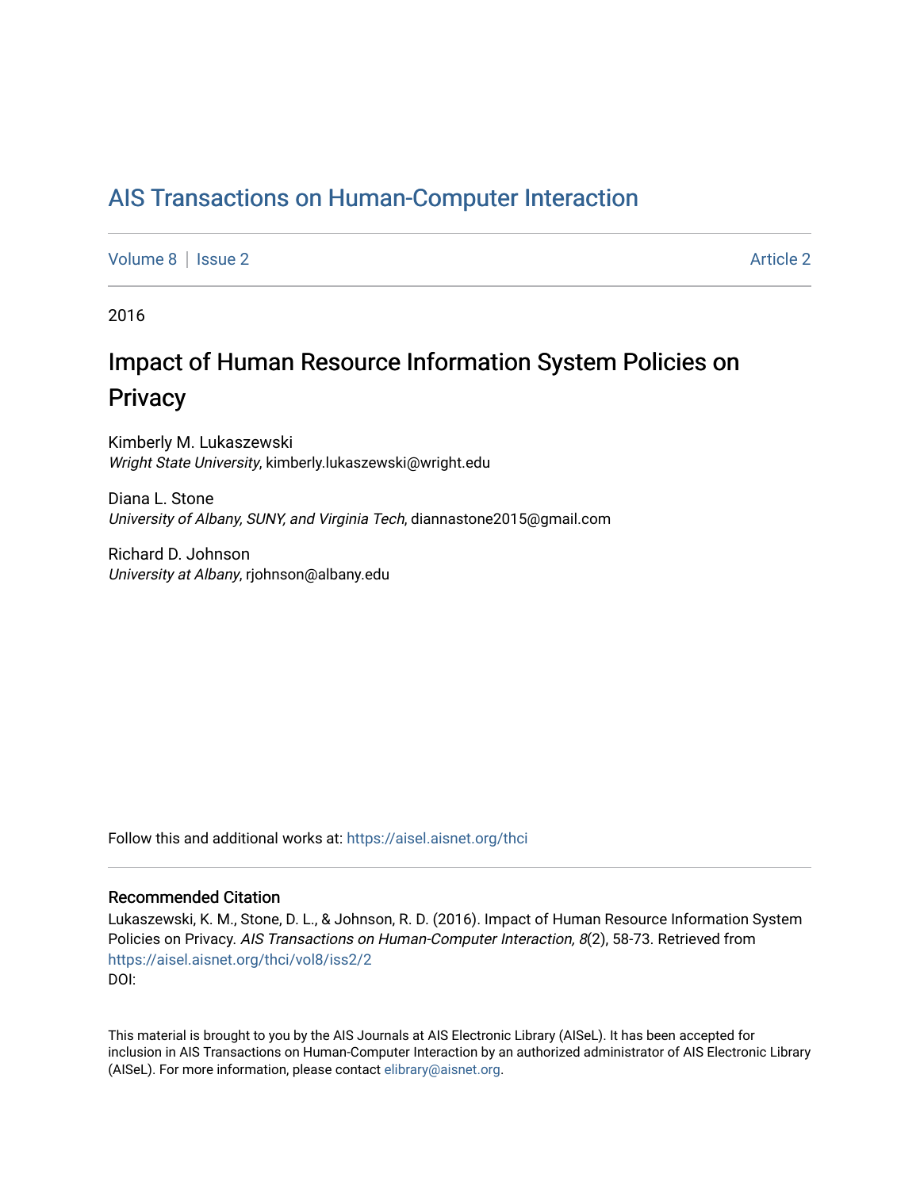# AIS Transactions on Human-Computer Interaction

Volume 8 | Issue 2 | Article 2

2016

## Impact of Human Resource Information System Policies on Privacy

Kimberly M. Lukaszewski
*Wright State University*, kimberly.lukaszewski@wright.edu

Diana L. Stone
*University of Albany, SUNY, and Virginia Tech*, diannastone2015@gmail.com

Richard D. Johnson
*University at Albany*, rjohnson@albany.edu

Follow this and additional works at: https://aisel.aisnet.org/thci

### Recommended Citation

Lukaszewski, K. M., Stone, D. L., & Johnson, R. D. (2016). Impact of Human Resource Information System Policies on Privacy. *AIS Transactions on Human-Computer Interaction, 8*(2), 58-73. Retrieved from https://aisel.aisnet.org/thci/vol8/iss2/2
DOI:

This material is brought to you by the AIS Journals at AIS Electronic Library (AISeL). It has been accepted for inclusion in AIS Transactions on Human-Computer Interaction by an authorized administrator of AIS Electronic Library (AISeL). For more information, please contact elibrary@aisnet.org.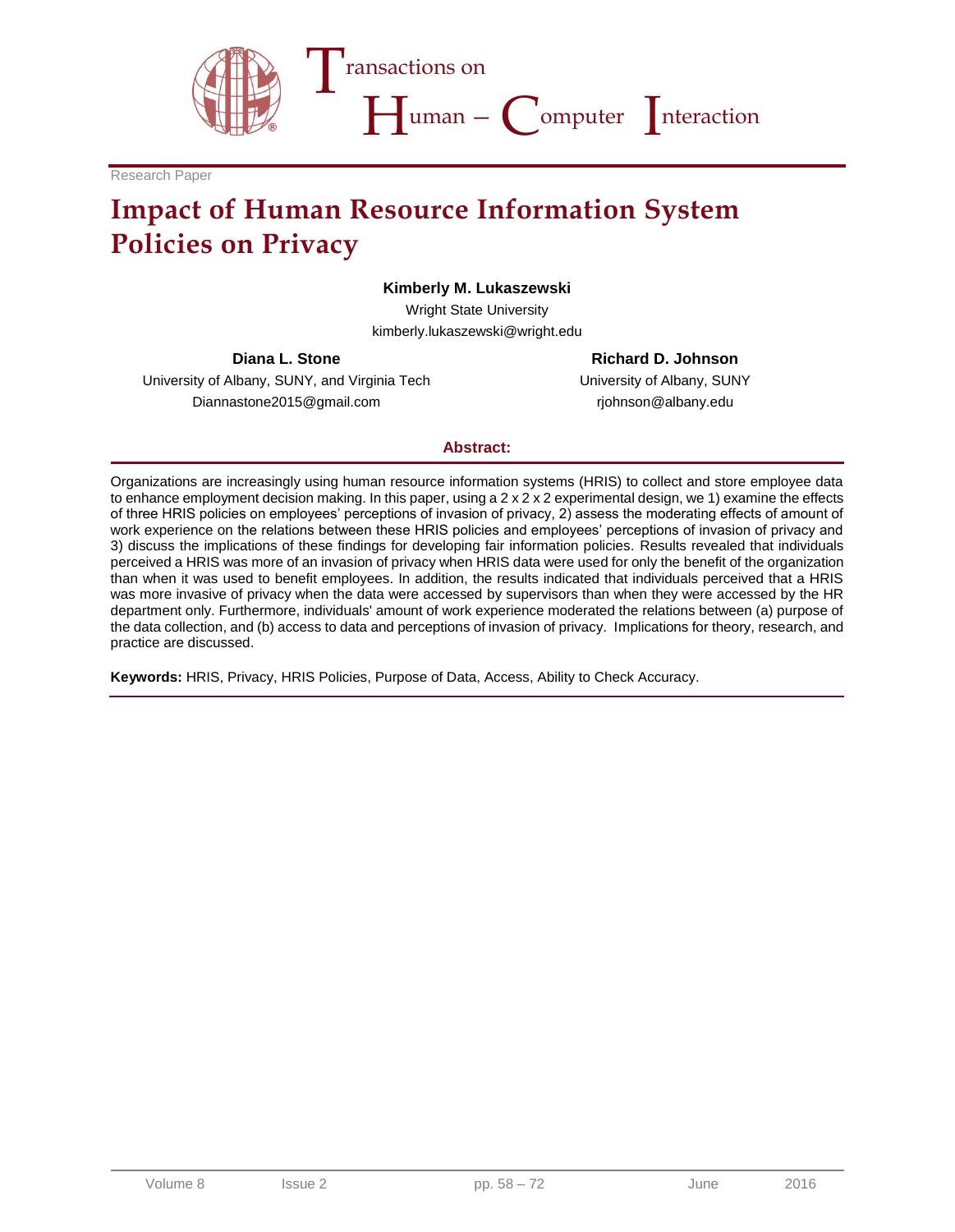Research Paper

# Impact of Human Resource Information System Policies on Privacy

**Kimberly M. Lukaszewski**

Wright State University

kimberly.lukaszewski@wright.edu

**Diana L. Stone**

University of Albany, SUNY, and Virginia Tech

Diannastone2015@gmail.com

**Richard D. Johnson**

University of Albany, SUNY

rjohnson@albany.edu

## Abstract:

Organizations are increasingly using human resource information systems (HRIS) to collect and store employee data to enhance employment decision making. In this paper, using a 2 x 2 x 2 experimental design, we 1) examine the effects of three HRIS policies on employees' perceptions of invasion of privacy, 2) assess the moderating effects of amount of work experience on the relations between these HRIS policies and employees' perceptions of invasion of privacy and 3) discuss the implications of these findings for developing fair information policies. Results revealed that individuals perceived a HRIS was more of an invasion of privacy when HRIS data were used for only the benefit of the organization than when it was used to benefit employees. In addition, the results indicated that individuals perceived that a HRIS was more invasive of privacy when the data were accessed by supervisors than when they were accessed by the HR department only. Furthermore, individuals' amount of work experience moderated the relations between (a) purpose of the data collection, and (b) access to data and perceptions of invasion of privacy. Implications for theory, research, and practice are discussed.

**Keywords:** HRIS, Privacy, HRIS Policies, Purpose of Data, Access, Ability to Check Accuracy.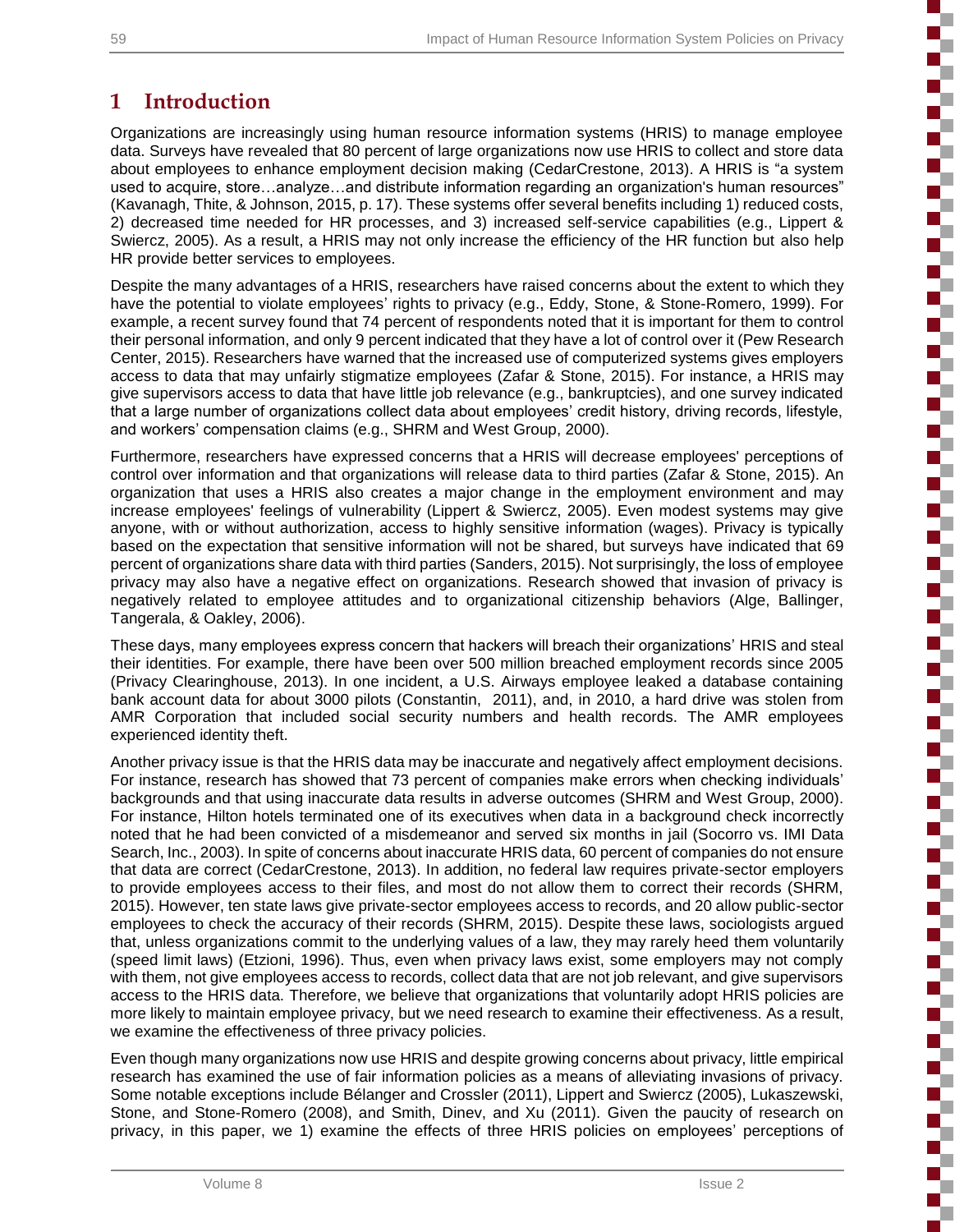# 1 Introduction

Organizations are increasingly using human resource information systems (HRIS) to manage employee data. Surveys have revealed that 80 percent of large organizations now use HRIS to collect and store data about employees to enhance employment decision making (CedarCrestone, 2013). A HRIS is "a system used to acquire, store…analyze…and distribute information regarding an organization's human resources" (Kavanagh, Thite, & Johnson, 2015, p. 17). These systems offer several benefits including 1) reduced costs, 2) decreased time needed for HR processes, and 3) increased self-service capabilities (e.g., Lippert & Swiercz, 2005). As a result, a HRIS may not only increase the efficiency of the HR function but also help HR provide better services to employees.

Despite the many advantages of a HRIS, researchers have raised concerns about the extent to which they have the potential to violate employees' rights to privacy (e.g., Eddy, Stone, & Stone-Romero, 1999). For example, a recent survey found that 74 percent of respondents noted that it is important for them to control their personal information, and only 9 percent indicated that they have a lot of control over it (Pew Research Center, 2015). Researchers have warned that the increased use of computerized systems gives employers access to data that may unfairly stigmatize employees (Zafar & Stone, 2015). For instance, a HRIS may give supervisors access to data that have little job relevance (e.g., bankruptcies), and one survey indicated that a large number of organizations collect data about employees' credit history, driving records, lifestyle, and workers' compensation claims (e.g., SHRM and West Group, 2000).

Furthermore, researchers have expressed concerns that a HRIS will decrease employees' perceptions of control over information and that organizations will release data to third parties (Zafar & Stone, 2015). An organization that uses a HRIS also creates a major change in the employment environment and may increase employees' feelings of vulnerability (Lippert & Swiercz, 2005). Even modest systems may give anyone, with or without authorization, access to highly sensitive information (wages). Privacy is typically based on the expectation that sensitive information will not be shared, but surveys have indicated that 69 percent of organizations share data with third parties (Sanders, 2015). Not surprisingly, the loss of employee privacy may also have a negative effect on organizations. Research showed that invasion of privacy is negatively related to employee attitudes and to organizational citizenship behaviors (Alge, Ballinger, Tangerala, & Oakley, 2006).

These days, many employees express concern that hackers will breach their organizations' HRIS and steal their identities. For example, there have been over 500 million breached employment records since 2005 (Privacy Clearinghouse, 2013). In one incident, a U.S. Airways employee leaked a database containing bank account data for about 3000 pilots (Constantin, 2011), and, in 2010, a hard drive was stolen from AMR Corporation that included social security numbers and health records. The AMR employees experienced identity theft.

Another privacy issue is that the HRIS data may be inaccurate and negatively affect employment decisions. For instance, research has showed that 73 percent of companies make errors when checking individuals' backgrounds and that using inaccurate data results in adverse outcomes (SHRM and West Group, 2000). For instance, Hilton hotels terminated one of its executives when data in a background check incorrectly noted that he had been convicted of a misdemeanor and served six months in jail (Socorro vs. IMI Data Search, Inc., 2003). In spite of concerns about inaccurate HRIS data, 60 percent of companies do not ensure that data are correct (CedarCrestone, 2013). In addition, no federal law requires private-sector employers to provide employees access to their files, and most do not allow them to correct their records (SHRM, 2015). However, ten state laws give private-sector employees access to records, and 20 allow public-sector employees to check the accuracy of their records (SHRM, 2015). Despite these laws, sociologists argued that, unless organizations commit to the underlying values of a law, they may rarely heed them voluntarily (speed limit laws) (Etzioni, 1996). Thus, even when privacy laws exist, some employers may not comply with them, not give employees access to records, collect data that are not job relevant, and give supervisors access to the HRIS data. Therefore, we believe that organizations that voluntarily adopt HRIS policies are more likely to maintain employee privacy, but we need research to examine their effectiveness. As a result, we examine the effectiveness of three privacy policies.

Even though many organizations now use HRIS and despite growing concerns about privacy, little empirical research has examined the use of fair information policies as a means of alleviating invasions of privacy. Some notable exceptions include Bélanger and Crossler (2011), Lippert and Swiercz (2005), Lukaszewski, Stone, and Stone-Romero (2008), and Smith, Dinev, and Xu (2011). Given the paucity of research on privacy, in this paper, we 1) examine the effects of three HRIS policies on employees' perceptions of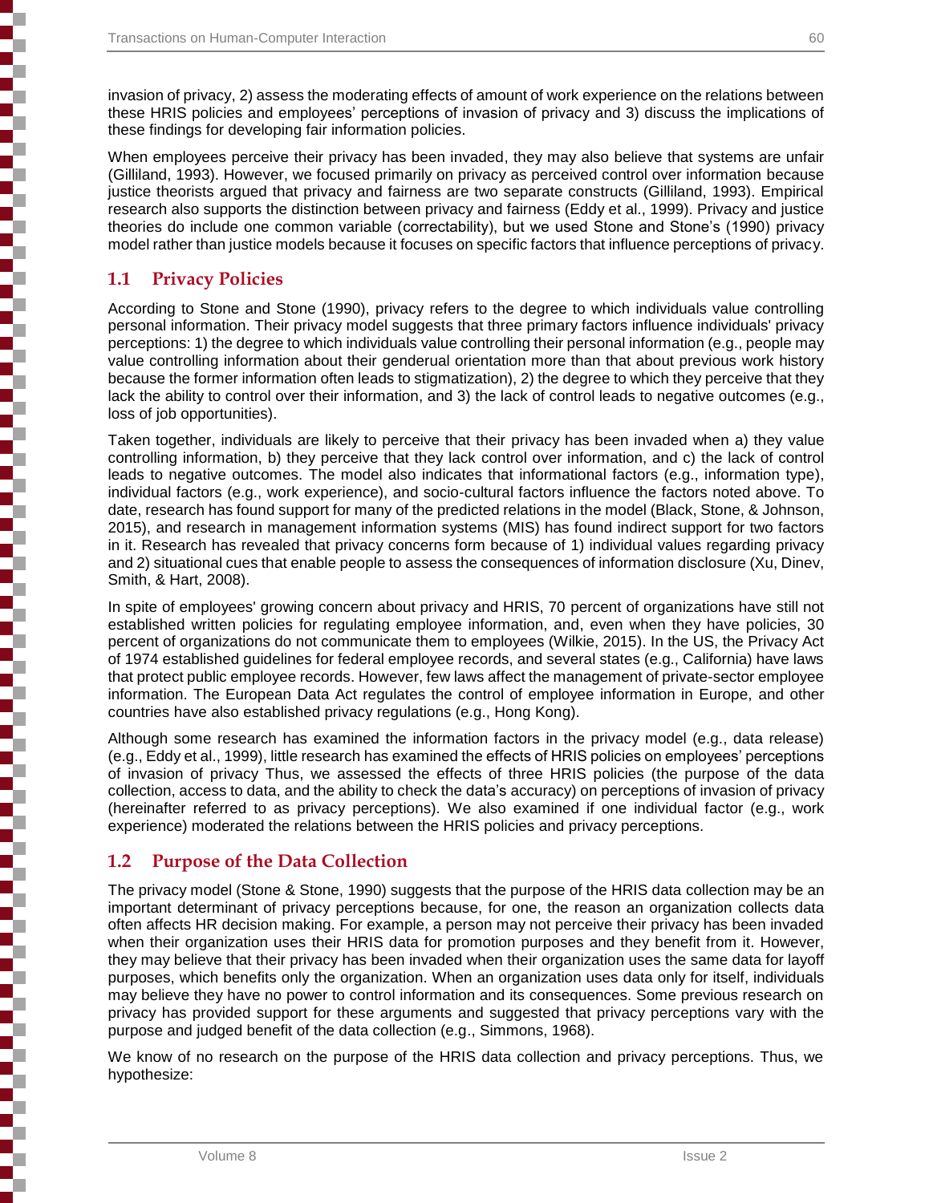invasion of privacy, 2) assess the moderating effects of amount of work experience on the relations between these HRIS policies and employees' perceptions of invasion of privacy and 3) discuss the implications of these findings for developing fair information policies.

When employees perceive their privacy has been invaded, they may also believe that systems are unfair (Gilliland, 1993). However, we focused primarily on privacy as perceived control over information because justice theorists argued that privacy and fairness are two separate constructs (Gilliland, 1993). Empirical research also supports the distinction between privacy and fairness (Eddy et al., 1999). Privacy and justice theories do include one common variable (correctability), but we used Stone and Stone's (1990) privacy model rather than justice models because it focuses on specific factors that influence perceptions of privacy.

## 1.1 Privacy Policies

According to Stone and Stone (1990), privacy refers to the degree to which individuals value controlling personal information. Their privacy model suggests that three primary factors influence individuals' privacy perceptions: 1) the degree to which individuals value controlling their personal information (e.g., people may value controlling information about their genderual orientation more than that about previous work history because the former information often leads to stigmatization), 2) the degree to which they perceive that they lack the ability to control over their information, and 3) the lack of control leads to negative outcomes (e.g., loss of job opportunities).

Taken together, individuals are likely to perceive that their privacy has been invaded when a) they value controlling information, b) they perceive that they lack control over information, and c) the lack of control leads to negative outcomes. The model also indicates that informational factors (e.g., information type), individual factors (e.g., work experience), and socio-cultural factors influence the factors noted above. To date, research has found support for many of the predicted relations in the model (Black, Stone, & Johnson, 2015), and research in management information systems (MIS) has found indirect support for two factors in it. Research has revealed that privacy concerns form because of 1) individual values regarding privacy and 2) situational cues that enable people to assess the consequences of information disclosure (Xu, Dinev, Smith, & Hart, 2008).

In spite of employees' growing concern about privacy and HRIS, 70 percent of organizations have still not established written policies for regulating employee information, and, even when they have policies, 30 percent of organizations do not communicate them to employees (Wilkie, 2015). In the US, the Privacy Act of 1974 established guidelines for federal employee records, and several states (e.g., California) have laws that protect public employee information. However, few laws affect the management of private-sector employee information. The European Data Act regulates the control of employee information in Europe, and other countries have also established privacy regulations (e.g., Hong Kong).

Although some research has examined the information factors in the privacy model (e.g., data release) (e.g., Eddy et al., 1999), little research has examined the effects of HRIS policies on employees' perceptions of invasion of privacy Thus, we assessed the effects of three HRIS policies (the purpose of the data collection, access to data, and the ability to check the data's accuracy) on perceptions of invasion of privacy (hereinafter referred to as privacy perceptions). We also examined if one individual factor (e.g., work experience) moderated the relations between the HRIS policies and privacy perceptions.

## 1.2 Purpose of the Data Collection

The privacy model (Stone & Stone, 1990) suggests that the purpose of the HRIS data collection may be an important determinant of privacy perceptions because, for one, the reason an organization collects data often affects HR decision making. For example, a person may not perceive their privacy has been invaded when their organization uses their HRIS data for promotion purposes and they benefit from it. However, they may believe that their privacy has been invaded when their organization uses the same data for layoff purposes, which benefits only the organization. When an organization uses data only for itself, individuals may believe they have no power to control information and its consequences. Some previous research on privacy has provided support for these arguments and suggested that privacy perceptions vary with the purpose and judged benefit of the data collection (e.g., Simmons, 1968).

We know of no research on the purpose of the HRIS data collection and privacy perceptions. Thus, we hypothesize: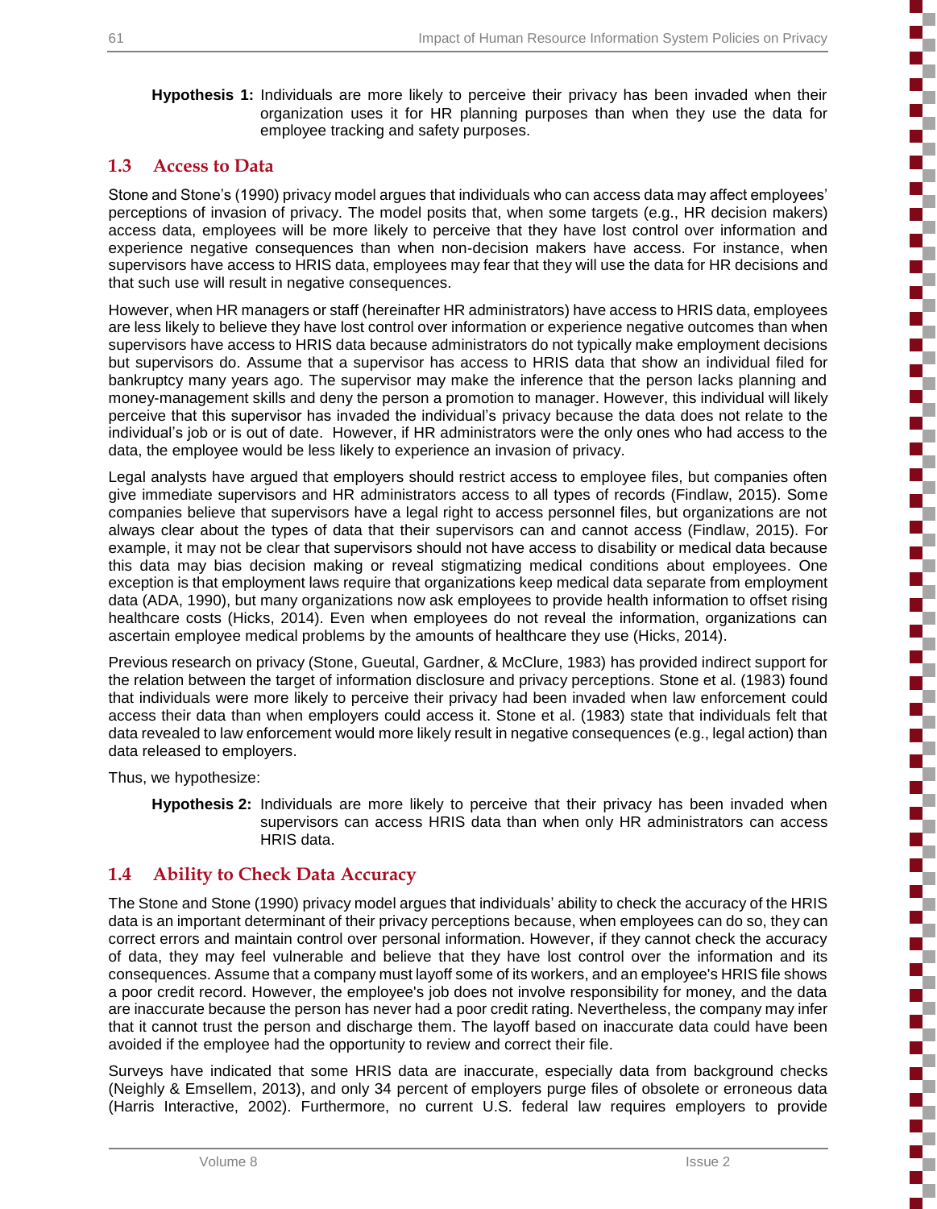**Hypothesis 1:** Individuals are more likely to perceive their privacy has been invaded when their organization uses it for HR planning purposes than when they use the data for employee tracking and safety purposes.

## 1.3 Access to Data

Stone and Stone's (1990) privacy model argues that individuals who can access data may affect employees' perceptions of invasion of privacy. The model posits that, when some targets (e.g., HR decision makers) access data, employees will be more likely to perceive that they have lost control over information and experience negative consequences than when non-decision makers have access. For instance, when supervisors have access to HRIS data, employees may fear that they will use the data for HR decisions and that such use will result in negative consequences.

However, when HR managers or staff (hereinafter HR administrators) have access to HRIS data, employees are less likely to believe they have lost control over information or experience negative outcomes than when supervisors have access to HRIS data because administrators do not typically make employment decisions but supervisors do. Assume that a supervisor has access to HRIS data that show an individual filed for bankruptcy many years ago. The supervisor may make the inference that the person lacks planning and money-management skills and deny the person a promotion to manager. However, this individual will likely perceive that this supervisor has invaded the individual's privacy because the data does not relate to the individual's job or is out of date. However, if HR administrators were the only ones who had access to the data, the employee would be less likely to experience an invasion of privacy.

Legal analysts have argued that employers should restrict access to employee files, but companies often give immediate supervisors and HR administrators access to all types of records (Findlaw, 2015). Some companies believe that supervisors have a legal right to access personnel files, but organizations are not always clear about the types of data that their supervisors can and cannot access (Findlaw, 2015). For example, it may not be clear that supervisors should not have access to disability or medical data because this data may bias decision making or reveal stigmatizing medical conditions about employees. One exception is that employment laws require that organizations keep medical data separate from employment data (ADA, 1990), but many organizations now ask employees to provide health information to offset rising healthcare costs (Hicks, 2014). Even when employees do not reveal the information, organizations can ascertain employee medical problems by the amounts of healthcare they use (Hicks, 2014).

Previous research on privacy (Stone, Gueutal, Gardner, & McClure, 1983) has provided indirect support for the relation between the target of information disclosure and privacy perceptions. Stone et al. (1983) found that individuals were more likely to perceive their privacy had been invaded when law enforcement could access their data than when employers could access it. Stone et al. (1983) state that individuals felt that data revealed to law enforcement would more likely result in negative consequences (e.g., legal action) than data released to employers.

Thus, we hypothesize:

**Hypothesis 2:** Individuals are more likely to perceive that their privacy has been invaded when supervisors can access HRIS data than when only HR administrators can access HRIS data.

## 1.4 Ability to Check Data Accuracy

The Stone and Stone (1990) privacy model argues that individuals' ability to check the accuracy of the HRIS data is an important determinant of their privacy perceptions because, when employees can do so, they can correct errors and maintain control over personal information. However, if they cannot check the accuracy of data, they may feel vulnerable and believe that they have lost control over the information and its consequences. Assume that a company must layoff some of its workers, and an employee's HRIS file shows a poor credit record. However, the employee's job does not involve responsibility for money, and the data are inaccurate because the person has never had a poor credit rating. Nevertheless, the company may infer that it cannot trust the person and discharge them. The layoff based on inaccurate data could have been avoided if the employee had the opportunity to review and correct their file.

Surveys have indicated that some HRIS data are inaccurate, especially data from background checks (Neighly & Emsellem, 2013), and only 34 percent of employers purge files of obsolete or erroneous data (Harris Interactive, 2002). Furthermore, no current U.S. federal law requires employers to provide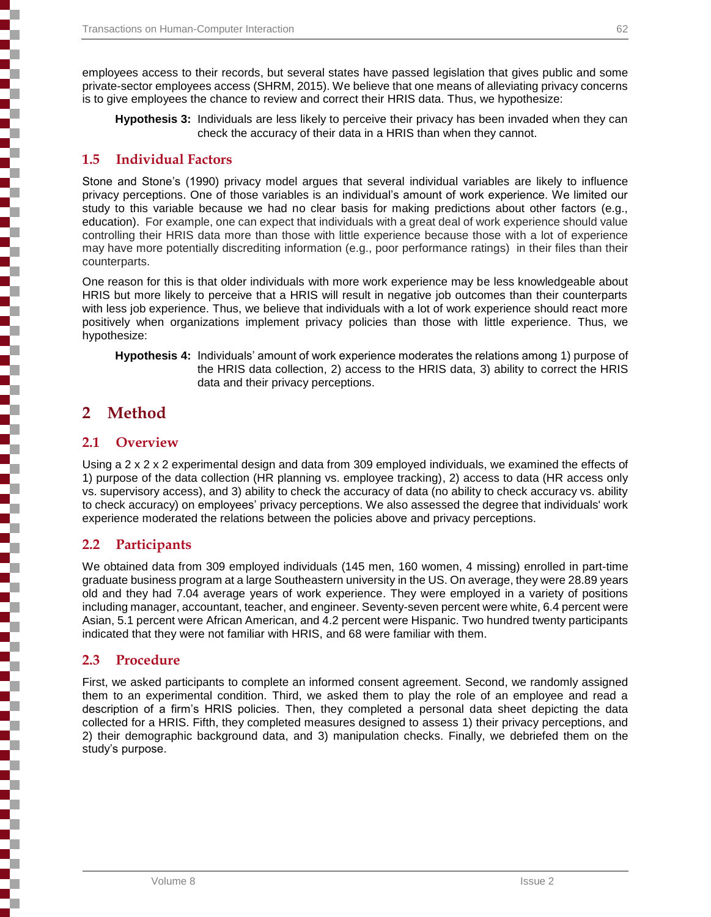employees access to their records, but several states have passed legislation that gives public and some private-sector employees access (SHRM, 2015). We believe that one means of alleviating privacy concerns is to give employees the chance to review and correct their HRIS data. Thus, we hypothesize:

> **Hypothesis 3:** Individuals are less likely to perceive their privacy has been invaded when they can check the accuracy of their data in a HRIS than when they cannot.

### 1.5 Individual Factors

Stone and Stone's (1990) privacy model argues that several individual variables are likely to influence privacy perceptions. One of those variables is an individual's amount of work experience. We limited our study to this variable because we had no clear basis for making predictions about other factors (e.g., education). For example, one can expect that individuals with a great deal of work experience should value controlling their HRIS data more than those with little experience because those with a lot of experience may have more potentially discrediting information (e.g., poor performance ratings) in their files than their counterparts.

One reason for this is that older individuals with more work experience may be less knowledgeable about HRIS but more likely to perceive that a HRIS will result in negative job outcomes than their counterparts with less job experience. Thus, we believe that individuals with a lot of work experience should react more positively when organizations implement privacy policies than those with little experience. Thus, we hypothesize:

> **Hypothesis 4:** Individuals' amount of work experience moderates the relations among 1) purpose of the HRIS data collection, 2) access to the HRIS data, 3) ability to correct the HRIS data and their privacy perceptions.

## 2 Method

### 2.1 Overview

Using a 2 x 2 x 2 experimental design and data from 309 employed individuals, we examined the effects of 1) purpose of the data collection (HR planning vs. employee tracking), 2) access to data (HR access only vs. supervisory access), and 3) ability to check the accuracy of data (no ability to check accuracy vs. ability to check accuracy) on employees' privacy perceptions. We also assessed the degree that individuals' work experience moderated the relations between the policies above and privacy perceptions.

### 2.2 Participants

We obtained data from 309 employed individuals (145 men, 160 women, 4 missing) enrolled in part-time graduate business program at a large Southeastern university in the US. On average, they were 28.89 years old and they had 7.04 average years of work experience. They were employed in a variety of positions including manager, accountant, teacher, and engineer. Seventy-seven percent were white, 6.4 percent were Asian, 5.1 percent were African American, and 4.2 percent were Hispanic. Two hundred twenty participants indicated that they were not familiar with HRIS, and 68 were familiar with them.

### 2.3 Procedure

First, we asked participants to complete an informed consent agreement. Second, we randomly assigned them to an experimental condition. Third, we asked them to play the role of an employee and read a description of a firm's HRIS policies. Then, they completed a personal data sheet depicting the data collected for a HRIS. Fifth, they completed measures designed to assess 1) their privacy perceptions, and 2) their demographic background data, and 3) manipulation checks. Finally, we debriefed them on the study's purpose.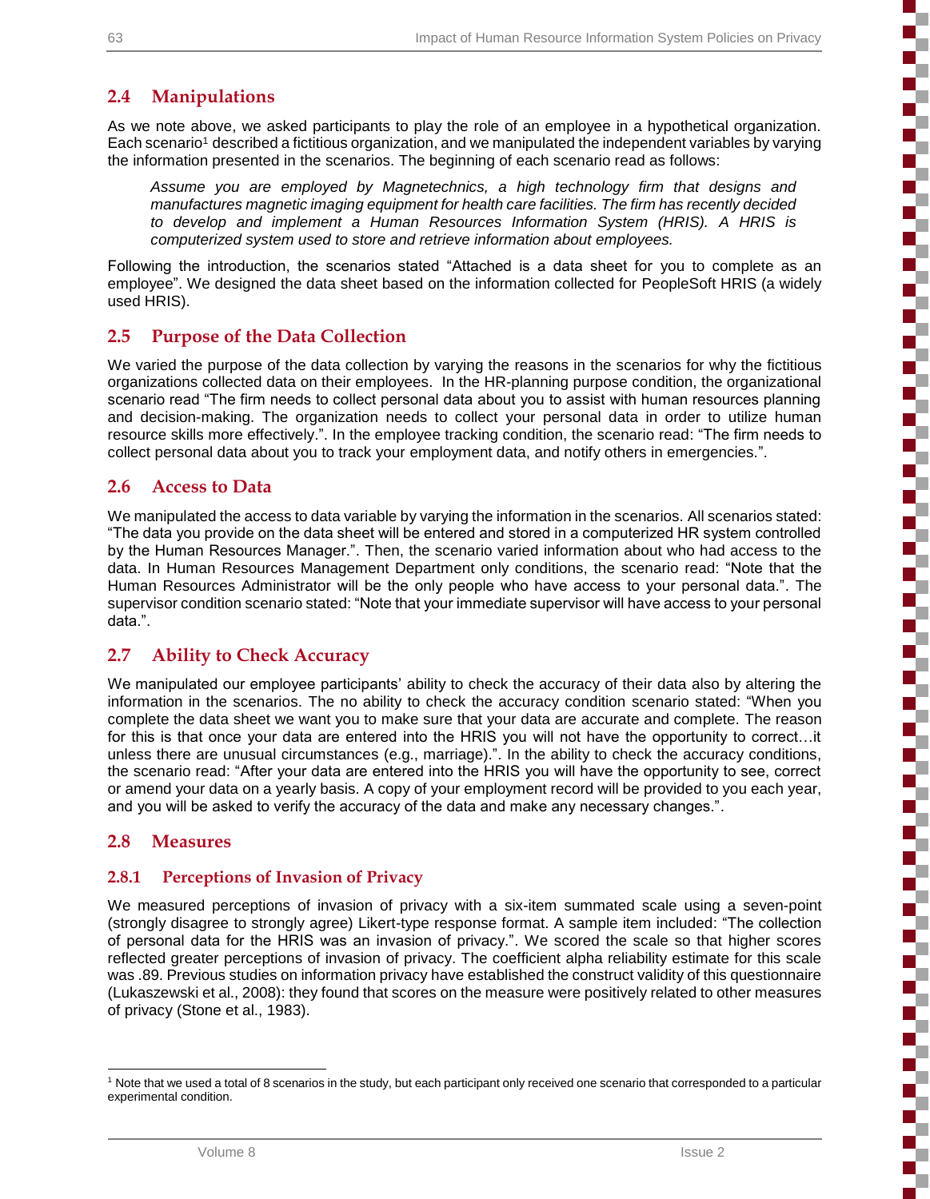## 2.4 Manipulations

As we note above, we asked participants to play the role of an employee in a hypothetical organization. Each scenario[1] described a fictitious organization, and we manipulated the independent variables by varying the information presented in the scenarios. The beginning of each scenario read as follows:

> *Assume you are employed by Magnetechnics, a high technology firm that designs and manufactures magnetic imaging equipment for health care facilities. The firm has recently decided to develop and implement a Human Resources Information System (HRIS). A HRIS is computerized system used to store and retrieve information about employees.*

Following the introduction, the scenarios stated "Attached is a data sheet for you to complete as an employee". We designed the data sheet based on the information collected for PeopleSoft HRIS (a widely used HRIS).

## 2.5 Purpose of the Data Collection

We varied the purpose of the data collection by varying the reasons in the scenarios for why the fictitious organizations collected data on their employees. In the HR-planning purpose condition, the organizational scenario read "The firm needs to collect personal data about you to assist with human resources planning and decision-making. The organization needs to collect your personal data in order to utilize human resource skills more effectively.". In the employee tracking condition, the scenario read: "The firm needs to collect personal data about you to track your employment data, and notify others in emergencies.".

## 2.6 Access to Data

We manipulated the access to data variable by varying the information in the scenarios. All scenarios stated: "The data you provide on the data sheet will be entered and stored in a computerized HR system controlled by the Human Resources Manager.". Then, the scenario varied information about who had access to the data. In Human Resources Management Department only conditions, the scenario read: "Note that the Human Resources Administrator will be the only people who have access to your personal data.". The supervisor condition scenario stated: "Note that your immediate supervisor will have access to your personal data.".

## 2.7 Ability to Check Accuracy

We manipulated our employee participants' ability to check the accuracy of their data also by altering the information in the scenarios. The no ability to check the accuracy condition scenario stated: "When you complete the data sheet we want you to make sure that your data are accurate and complete. The reason for this is that once your data are entered into the HRIS you will not have the opportunity to correct…it unless there are unusual circumstances (e.g., marriage).". In the ability to check the accuracy conditions, the scenario read: "After your data are entered into the HRIS you will have the opportunity to see, correct or amend your data on a yearly basis. A copy of your employment record will be provided to you each year, and you will be asked to verify the accuracy of the data and make any necessary changes.".

## 2.8 Measures

### 2.8.1 Perceptions of Invasion of Privacy

We measured perceptions of invasion of privacy with a six-item summated scale using a seven-point (strongly disagree to strongly agree) Likert-type response format. A sample item included: "The collection of personal data for the HRIS was an invasion of privacy.". We scored the scale so that higher scores reflected greater perceptions of invasion of privacy. The coefficient alpha reliability estimate for this scale was .89. Previous studies on information privacy have established the construct validity of this questionnaire (Lukaszewski et al., 2008): they found that scores on the measure were positively related to other measures of privacy (Stone et al., 1983).

---

[1] Note that we used a total of 8 scenarios in the study, but each participant only received one scenario that corresponded to a particular experimental condition.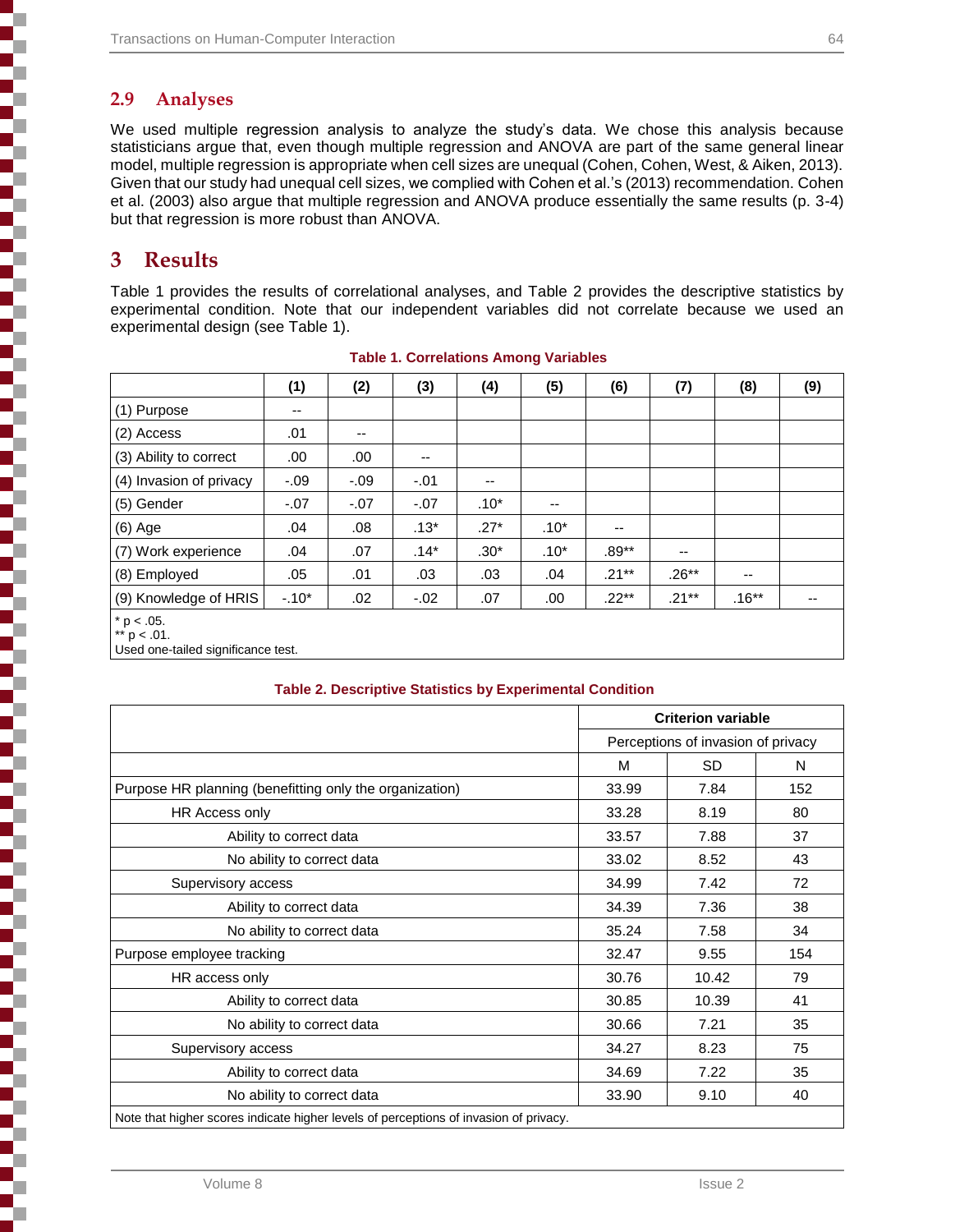## 2.9 Analyses

We used multiple regression analysis to analyze the study's data. We chose this analysis because statisticians argue that, even though multiple regression and ANOVA are part of the same general linear model, multiple regression is appropriate when cell sizes are unequal (Cohen, Cohen, West, & Aiken, 2013). Given that our study had unequal cell sizes, we complied with Cohen et al.'s (2013) recommendation. Cohen et al. (2003) also argue that multiple regression and ANOVA produce essentially the same results (p. 3-4) but that regression is more robust than ANOVA.

# 3 Results

Table 1 provides the results of correlational analyses, and Table 2 provides the descriptive statistics by experimental condition. Note that our independent variables did not correlate because we used an experimental design (see Table 1).

**Table 1. Correlations Among Variables**

| | (1) | (2) | (3) | (4) | (5) | (6) | (7) | (8) | (9) |
|---|---|---|---|---|---|---|---|---|---|
| (1) Purpose | -- | | | | | | | | |
| (2) Access | .01 | -- | | | | | | | |
| (3) Ability to correct | .00 | .00 | -- | | | | | | |
| (4) Invasion of privacy | -.09 | -.09 | -.01 | -- | | | | | |
| (5) Gender | -.07 | -.07 | -.07 | .10* | -- | | | | |
| (6) Age | .04 | .08 | .13* | .27* | .10* | -- | | | |
| (7) Work experience | .04 | .07 | .14* | .30* | .10* | .89** | -- | | |
| (8) Employed | .05 | .01 | .03 | .03 | .04 | .21** | .26** | -- | |
| (9) Knowledge of HRIS | -.10* | .02 | -.02 | .07 | .00 | .22** | .21** | .16** | -- |

\* $p < .05$.
\*\* $p < .01$.
Used one-tailed significance test.

**Table 2. Descriptive Statistics by Experimental Condition**

| | Criterion variable | | |
|---|---|---|---|
| | Perceptions of invasion of privacy | | |
| | M | SD | N |
| Purpose HR planning (benefitting only the organization) | 33.99 | 7.84 | 152 |
| HR Access only | 33.28 | 8.19 | 80 |
| Ability to correct data | 33.57 | 7.88 | 37 |
| No ability to correct data | 33.02 | 8.52 | 43 |
| Supervisory access | 34.99 | 7.42 | 72 |
| Ability to correct data | 34.39 | 7.36 | 38 |
| No ability to correct data | 35.24 | 7.58 | 34 |
| Purpose employee tracking | 32.47 | 9.55 | 154 |
| HR access only | 30.76 | 10.42 | 79 |
| Ability to correct data | 30.85 | 10.39 | 41 |
| No ability to correct data | 30.66 | 7.21 | 35 |
| Supervisory access | 34.27 | 8.23 | 75 |
| Ability to correct data | 34.69 | 7.22 | 35 |
| No ability to correct data | 33.90 | 9.10 | 40 |

Note that higher scores indicate higher levels of perceptions of invasion of privacy.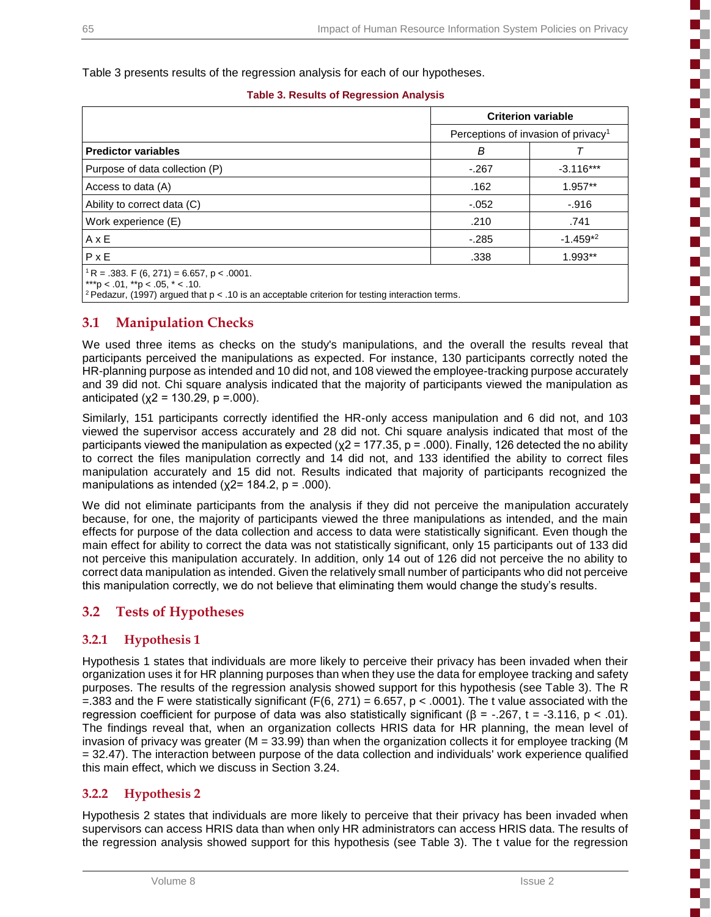Table 3 presents results of the regression analysis for each of our hypotheses.

**Table 3. Results of Regression Analysis**

| | Criterion variable | |
|---|---|---|
| | Perceptions of invasion of privacy[1] | |
| **Predictor variables** | *B* | *T* |
| Purpose of data collection (P) | -.267 | -3.116*** |
| Access to data (A) | .162 | 1.957** |
| Ability to correct data (C) | -.052 | -.916 |
| Work experience (E) | .210 | .741 |
| A x E | -.285 | -1.459*[2] |
| P x E | .338 | 1.993** |

[1] R = .383. F (6, 271) = 6.657, p < .0001.
***p < .01, **p < .05, * < .10.
[2] Pedazur, (1997) argued that p < .10 is an acceptable criterion for testing interaction terms.

## 3.1 Manipulation Checks

We used three items as checks on the study's manipulations, and the overall the results reveal that participants perceived the manipulations as expected. For instance, 130 participants correctly noted the HR-planning purpose as intended and 10 did not, and 108 viewed the employee-tracking purpose accurately and 39 did not. Chi square analysis indicated that the majority of participants viewed the manipulation as anticipated ($\chi2 = 130.29$, p =.000).

Similarly, 151 participants correctly identified the HR-only access manipulation and 6 did not, and 103 viewed the supervisor access accurately and 28 did not. Chi square analysis indicated that most of the participants viewed the manipulation as expected ($\chi2 = 177.35$, p = .000). Finally, 126 detected the no ability to correct the files manipulation correctly and 14 did not, and 133 identified the ability to correct files manipulation accurately and 15 did not. Results indicated that majority of participants recognized the manipulations as intended ($\chi2= 184.2$, p = .000).

We did not eliminate participants from the analysis if they did not perceive the manipulation accurately because, for one, the majority of participants viewed the three manipulations as intended, and the main effects for purpose of the data collection and access to data were statistically significant. Even though the main effect for ability to correct the data was not statistically significant, only 15 participants out of 133 did not perceive this manipulation accurately. In addition, only 14 out of 126 did not perceive the no ability to correct data manipulation as intended. Given the relatively small number of participants who did not perceive this manipulation correctly, we do not believe that eliminating them would change the study's results.

## 3.2 Tests of Hypotheses

### 3.2.1 Hypothesis 1

Hypothesis 1 states that individuals are more likely to perceive their privacy has been invaded when their organization uses it for HR planning purposes than when they use the data for employee tracking and safety purposes. The results of the regression analysis showed support for this hypothesis (see Table 3). The R =.383 and the F were statistically significant ($F(6, 271) = 6.657$, $p < .0001$). The t value associated with the regression coefficient for purpose of data was also statistically significant ($\beta = -.267$, $t = -3.116$, $p < .01$). The findings reveal that, when an organization collects HRIS data for HR planning, the mean level of invasion of privacy was greater (M = 33.99) than when the organization collects it for employee tracking (M = 32.47). The interaction between purpose of the data collection and individuals' work experience qualified this main effect, which we discuss in Section 3.24.

### 3.2.2 Hypothesis 2

Hypothesis 2 states that individuals are more likely to perceive that their privacy has been invaded when supervisors can access HRIS data than when only HR administrators can access HRIS data. The results of the regression analysis showed support for this hypothesis (see Table 3). The t value for the regression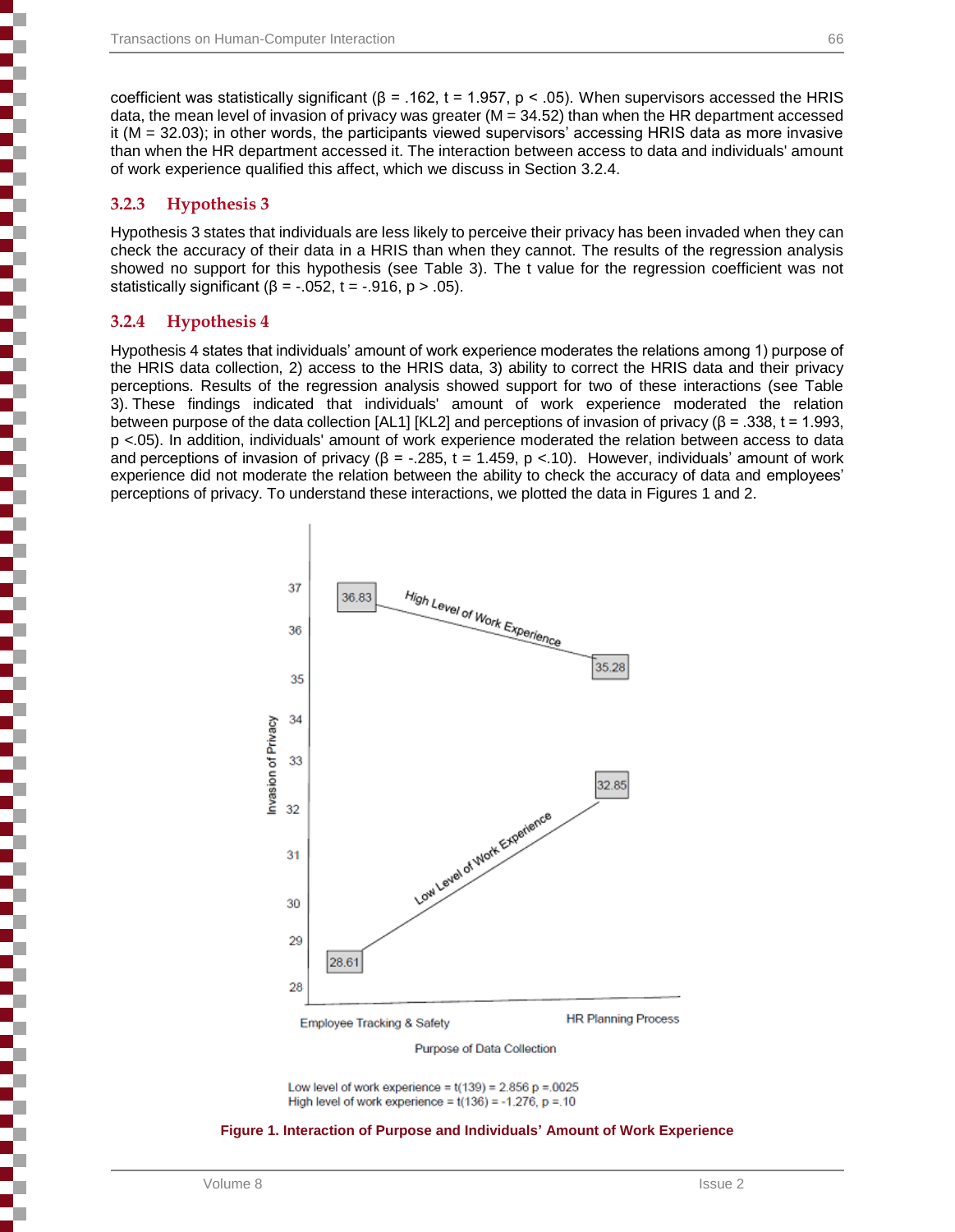coefficient was statistically significant (β = .162, t = 1.957, $p < .05$). When supervisors accessed the HRIS data, the mean level of invasion of privacy was greater (M = 34.52) than when the HR department accessed it (M = 32.03); in other words, the participants viewed supervisors' accessing HRIS data as more invasive than when the HR department accessed it. The interaction between access to data and individuals' amount of work experience qualified this affect, which we discuss in Section 3.2.4.

### 3.2.3 Hypothesis 3

Hypothesis 3 states that individuals are less likely to perceive their privacy has been invaded when they can check the accuracy of their data in a HRIS than when they cannot. The results of the regression analysis showed no support for this hypothesis (see Table 3). The t value for the regression coefficient was not statistically significant (β = -.052, t = -.916, $p > .05$).

### 3.2.4 Hypothesis 4

Hypothesis 4 states that individuals' amount of work experience moderates the relations among 1) purpose of the HRIS data collection, 2) access to the HRIS data, 3) ability to correct the HRIS data and their privacy perceptions. Results of the regression analysis showed support for two of these interactions (see Table 3). These findings indicated that individuals' amount of work experience moderated the relation between purpose of the data collection [AL1] [KL2] and perceptions of invasion of privacy (β = .338, t = 1.993, $p <.05$). In addition, individuals' amount of work experience moderated the relation between access to data and perceptions of invasion of privacy (β = -.285, t = 1.459, $p <.10$). However, individuals' amount of work experience did not moderate the relation between the ability to check the accuracy of data and employees' perceptions of privacy. To understand these interactions, we plotted the data in Figures 1 and 2.

Low level of work experience = t(139) = 2.856 p =.0025
High level of work experience = t(136) = -1.276, p =.10

**Figure 1. Interaction of Purpose and Individuals' Amount of Work Experience**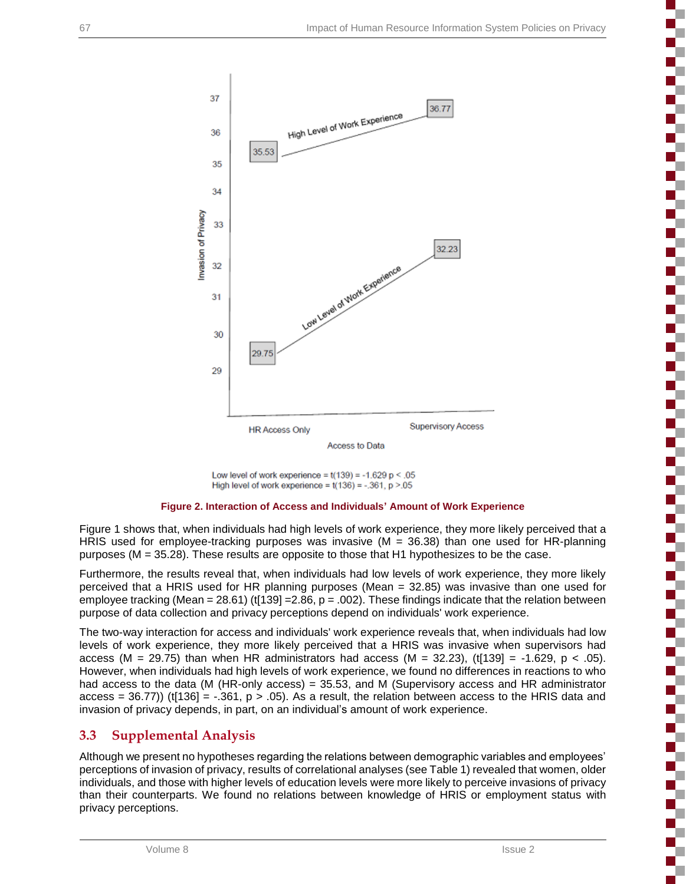Low level of work experience = t(139) = -1.629 p < .05
High level of work experience = t(136) = -.361, p >.05

**Figure 2. Interaction of Access and Individuals' Amount of Work Experience**

Figure 1 shows that, when individuals had high levels of work experience, they more likely perceived that a HRIS used for employee-tracking purposes was invasive (M = 36.38) than one used for HR-planning purposes (M = 35.28). These results are opposite to those that H1 hypothesizes to be the case.

Furthermore, the results reveal that, when individuals had low levels of work experience, they more likely perceived that a HRIS used for HR planning purposes (Mean = 32.85) was invasive than one used for employee tracking (Mean = 28.61) (t[139] =2.86, p = .002). These findings indicate that the relation between purpose of data collection and privacy perceptions depend on individuals' work experience.

The two-way interaction for access and individuals' work experience reveals that, when individuals had low levels of work experience, they more likely perceived that a HRIS was invasive when supervisors had access (M = 29.75) than when HR administrators had access (M = 32.23), (t[139] = -1.629, p < .05). However, when individuals had high levels of work experience, we found no differences in reactions to who had access to the data (M (HR-only access) = 35.53, and M (Supervisory access and HR administrator access = 36.77)) (t[136] = -.361, p > .05). As a result, the relation between access to the HRIS data and invasion of privacy depends, in part, on an individual's amount of work experience.

## 3.3 Supplemental Analysis

Although we present no hypotheses regarding the relations between demographic variables and employees' perceptions of invasion of privacy, results of correlational analyses (see Table 1) revealed that women, older individuals, and those with higher levels of education levels were more likely to perceive invasions of privacy than their counterparts. We found no relations between knowledge of HRIS or employment status with privacy perceptions.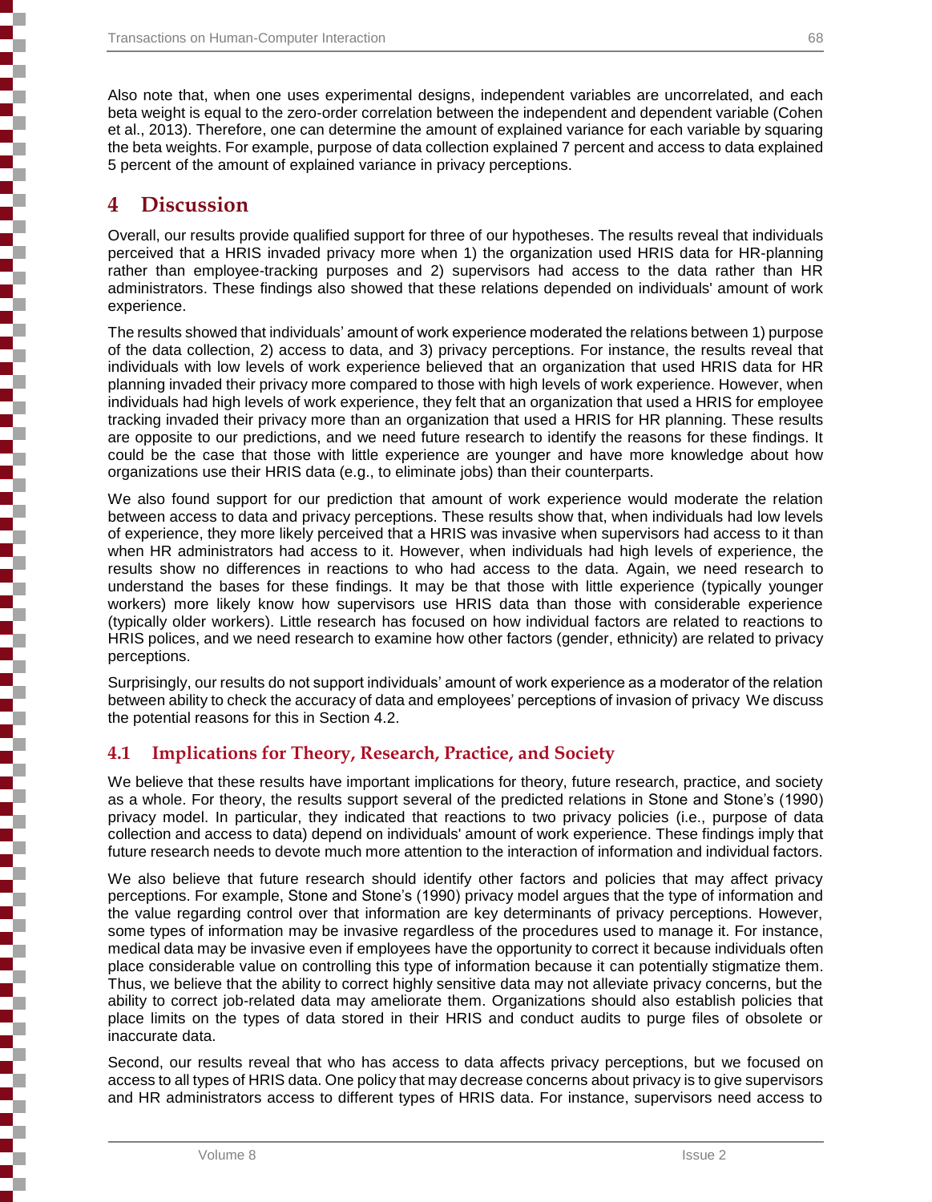Also note that, when one uses experimental designs, independent variables are uncorrelated, and each beta weight is equal to the zero-order correlation between the independent and dependent variable (Cohen et al., 2013). Therefore, one can determine the amount of explained variance for each variable by squaring the beta weights. For example, purpose of data collection explained 7 percent and access to data explained 5 percent of the amount of explained variance in privacy perceptions.

# 4 Discussion

Overall, our results provide qualified support for three of our hypotheses. The results reveal that individuals perceived that a HRIS invaded privacy more when 1) the organization used HRIS data for HR-planning rather than employee-tracking purposes and 2) supervisors had access to the data rather than HR administrators. These findings also showed that these relations depended on individuals' amount of work experience.

The results showed that individuals' amount of work experience moderated the relations between 1) purpose of the data collection, 2) access to data, and 3) privacy perceptions. For instance, the results reveal that individuals with low levels of work experience believed that an organization that used HRIS data for HR planning invaded their privacy more compared to those with high levels of work experience. However, when individuals had high levels of work experience, they felt that an organization that used a HRIS for employee tracking invaded their privacy more than an organization that used a HRIS for HR planning. These results are opposite to our predictions, and we need future research to identify the reasons for these findings. It could be the case that those with little experience are younger and have more knowledge about how organizations use their HRIS data (e.g., to eliminate jobs) than their counterparts.

We also found support for our prediction that amount of work experience would moderate the relation between access to data and privacy perceptions. These results show that, when individuals had low levels of experience, they more likely perceived that a HRIS was invasive when supervisors had access to it than when HR administrators had access to it. However, when individuals had high levels of experience, the results show no differences in reactions to who had access to the data. Again, we need research to understand the bases for these findings. It may be that those with little experience (typically younger workers) more likely know how supervisors use HRIS data than those with considerable experience (typically older workers). Little research has focused on how individual factors are related to reactions to HRIS polices, and we need research to examine how other factors (gender, ethnicity) are related to privacy perceptions.

Surprisingly, our results do not support individuals' amount of work experience as a moderator of the relation between ability to check the accuracy of data and employees' perceptions of invasion of privacy We discuss the potential reasons for this in Section 4.2.

## 4.1 Implications for Theory, Research, Practice, and Society

We believe that these results have important implications for theory, future research, practice, and society as a whole. For theory, the results support several of the predicted relations in Stone and Stone's (1990) privacy model. In particular, they indicated that reactions to two privacy policies (i.e., purpose of data collection and access to data) depend on individuals' amount of work experience. These findings imply that future research needs to devote much more attention to the interaction of information and individual factors.

We also believe that future research should identify other factors and policies that may affect privacy perceptions. For example, Stone and Stone's (1990) privacy model argues that the type of information and the value regarding control over that information are key determinants of privacy perceptions. However, some types of information may be invasive regardless of the procedures used to manage it. For instance, medical data may be invasive even if employees have the opportunity to correct it because individuals often place considerable value on controlling this type of information because it can potentially stigmatize them. Thus, we believe that the ability to correct highly sensitive data may not alleviate privacy concerns, but the ability to correct job-related data may ameliorate them. Organizations should also establish policies that place limits on the types of data stored in their HRIS and conduct audits to purge files of obsolete or inaccurate data.

Second, our results reveal that who has access to data affects privacy perceptions, but we focused on access to all types of HRIS data. One policy that may decrease concerns about privacy is to give supervisors and HR administrators access to different types of HRIS data. For instance, supervisors need access to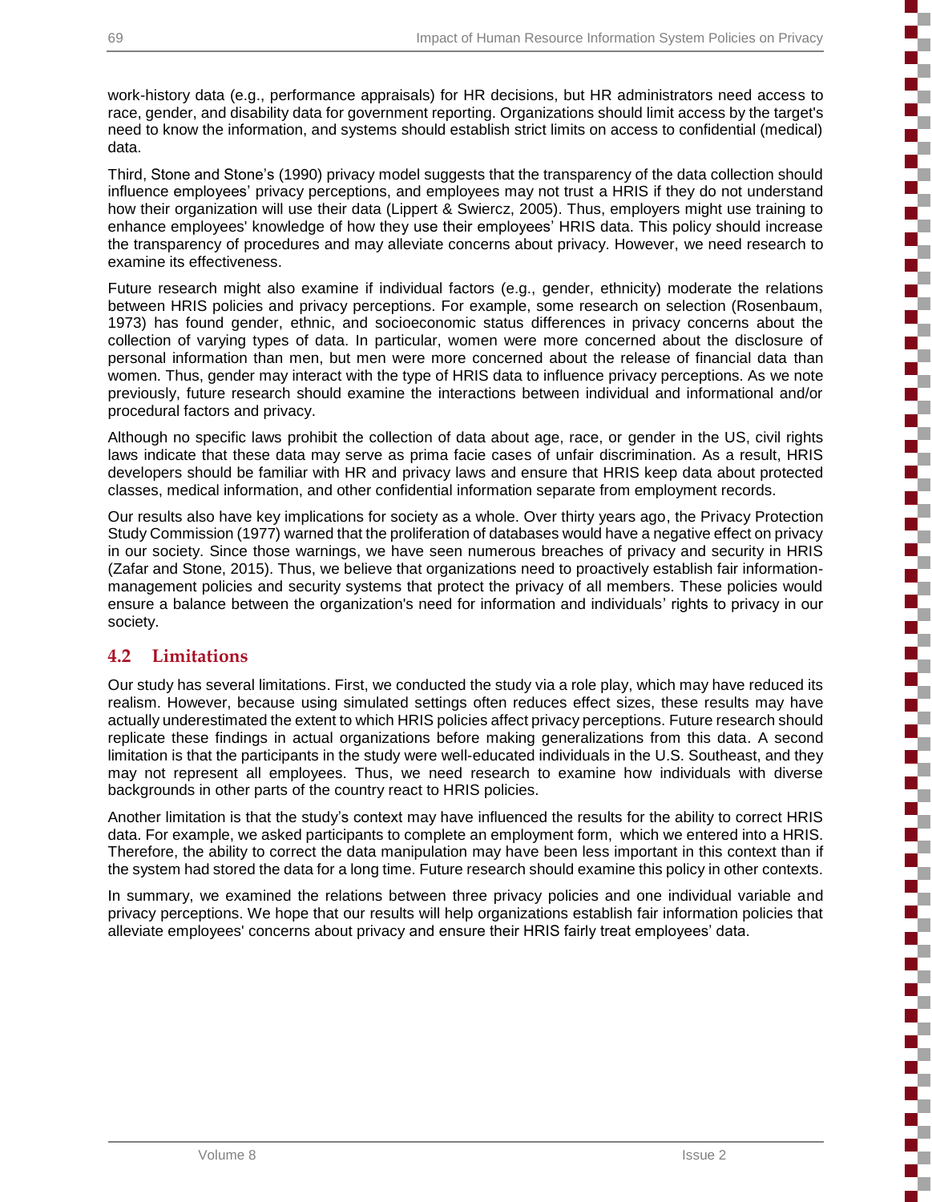work-history data (e.g., performance appraisals) for HR decisions, but HR administrators need access to race, gender, and disability data for government reporting. Organizations should limit access by the target's need to know the information, and systems should establish strict limits on access to confidential (medical) data.

Third, Stone and Stone's (1990) privacy model suggests that the transparency of the data collection should influence employees' privacy perceptions, and employees may not trust a HRIS if they do not understand how their organization will use their data (Lippert & Swiercz, 2005). Thus, employers might use training to enhance employees' knowledge of how they use their employees' HRIS data. This policy should increase the transparency of procedures and may alleviate concerns about privacy. However, we need research to examine its effectiveness.

Future research might also examine if individual factors (e.g., gender, ethnicity) moderate the relations between HRIS policies and privacy perceptions. For example, some research on selection (Rosenbaum, 1973) has found gender, ethnic, and socioeconomic status differences in privacy concerns about the collection of varying types of data. In particular, women were more concerned about the disclosure of personal information than men, but men were more concerned about the release of financial data than women. Thus, gender may interact with the type of HRIS data to influence privacy perceptions. As we note previously, future research should examine the interactions between individual and informational and/or procedural factors and privacy.

Although no specific laws prohibit the collection of data about age, race, or gender in the US, civil rights laws indicate that these data may serve as prima facie cases of unfair discrimination. As a result, HRIS developers should be familiar with HR and privacy laws and ensure that HRIS keep data about protected classes, medical information, and other confidential information separate from employment records.

Our results also have key implications for society as a whole. Over thirty years ago, the Privacy Protection Study Commission (1977) warned that the proliferation of databases would have a negative effect on privacy in our society. Since those warnings, we have seen numerous breaches of privacy and security in HRIS (Zafar and Stone, 2015). Thus, we believe that organizations need to proactively establish fair information-management policies and security systems that protect the privacy of all members. These policies would ensure a balance between the organization's need for information and individuals' rights to privacy in our society.

## 4.2 Limitations

Our study has several limitations. First, we conducted the study via a role play, which may have reduced its realism. However, because using simulated settings often reduces effect sizes, these results may have actually underestimated the extent to which HRIS policies affect privacy perceptions. Future research should replicate these findings in actual organizations before making generalizations from this data. A second limitation is that the participants in the study were well-educated individuals in the U.S. Southeast, and they may not represent all employees. Thus, we need research to examine how individuals with diverse backgrounds in other parts of the country react to HRIS policies.

Another limitation is that the study's context may have influenced the results for the ability to correct HRIS data. For example, we asked participants to complete an employment form, which we entered into a HRIS. Therefore, the ability to correct the data manipulation may have been less important in this context than if the system had stored the data for a long time. Future research should examine this policy in other contexts.

In summary, we examined the relations between three privacy policies and one individual variable and privacy perceptions. We hope that our results will help organizations establish fair information policies that alleviate employees' concerns about privacy and ensure their HRIS fairly treat employees' data.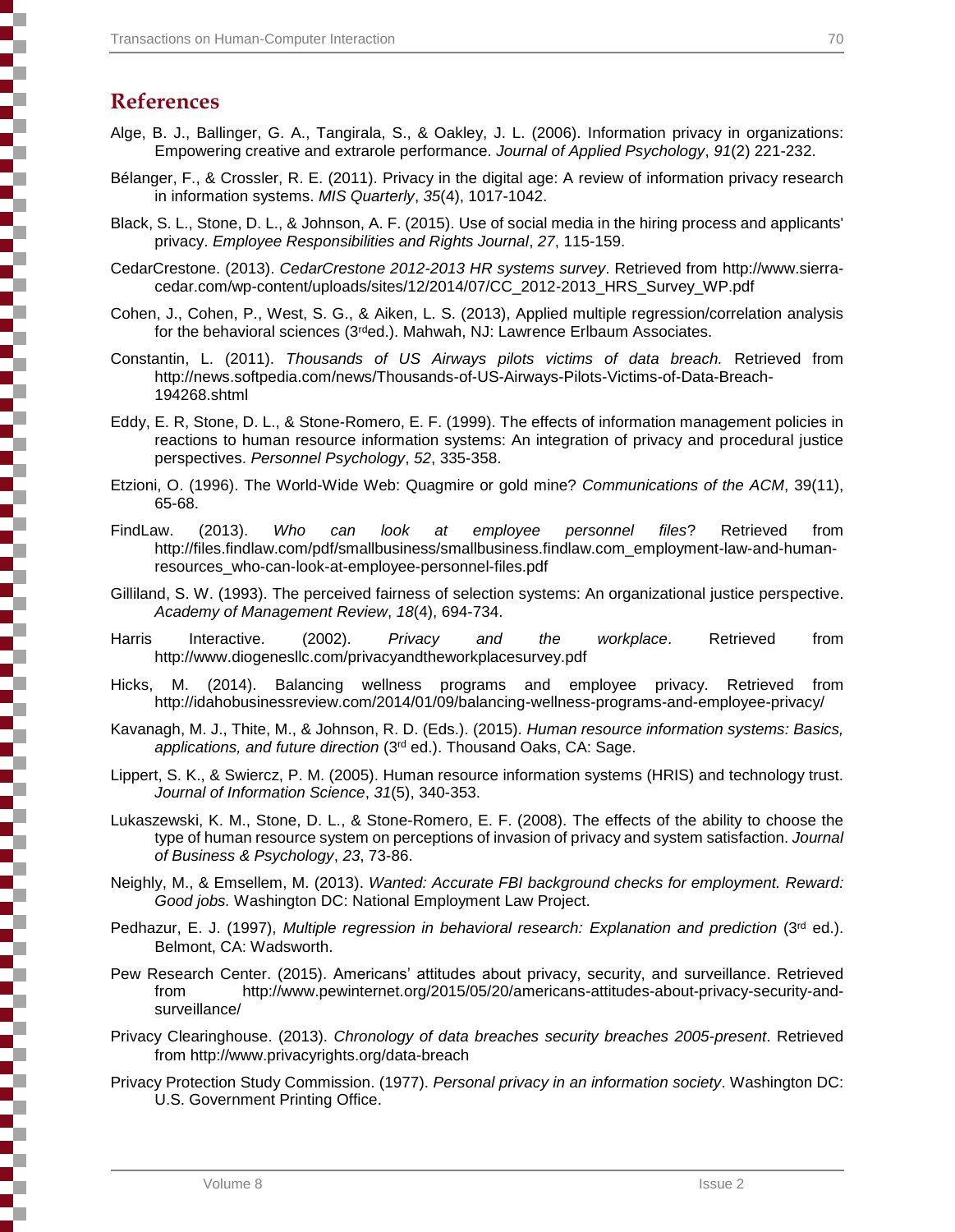## References

Alge, B. J., Ballinger, G. A., Tangirala, S., & Oakley, J. L. (2006). Information privacy in organizations: Empowering creative and extrarole performance. *Journal of Applied Psychology*, *91*(2) 221-232.

Bélanger, F., & Crossler, R. E. (2011). Privacy in the digital age: A review of information privacy research in information systems. *MIS Quarterly*, *35*(4), 1017-1042.

Black, S. L., Stone, D. L., & Johnson, A. F. (2015). Use of social media in the hiring process and applicants' privacy. *Employee Responsibilities and Rights Journal*, *27*, 115-159.

CedarCrestone. (2013). *CedarCrestone 2012-2013 HR systems survey*. Retrieved from http://www.sierra-cedar.com/wp-content/uploads/sites/12/2014/07/CC_2012-2013_HRS_Survey_WP.pdf

Cohen, J., Cohen, P., West, S. G., & Aiken, L. S. (2013), Applied multiple regression/correlation analysis for the behavioral sciences (3rd ed.). Mahwah, NJ: Lawrence Erlbaum Associates.

Constantin, L. (2011). *Thousands of US Airways pilots victims of data breach.* Retrieved from http://news.softpedia.com/news/Thousands-of-US-Airways-Pilots-Victims-of-Data-Breach-194268.shtml

Eddy, E. R, Stone, D. L., & Stone-Romero, E. F. (1999). The effects of information management policies in reactions to human resource information systems: An integration of privacy and procedural justice perspectives. *Personnel Psychology*, *52*, 335-358.

Etzioni, O. (1996). The World-Wide Web: Quagmire or gold mine? *Communications of the ACM*, 39(11), 65-68.

FindLaw. (2013). *Who can look at employee personnel files*? Retrieved from http://files.findlaw.com/pdf/smallbusiness/smallbusiness.findlaw.com_employment-law-and-human-resources_who-can-look-at-employee-personnel-files.pdf

Gilliland, S. W. (1993). The perceived fairness of selection systems: An organizational justice perspective. *Academy of Management Review*, *18*(4), 694-734.

Harris Interactive. (2002). *Privacy and the workplace*. Retrieved from http://www.diogenesllc.com/privacyandtheworkplacesurvey.pdf

Hicks, M. (2014). Balancing wellness programs and employee privacy. Retrieved from http://idahobusinessreview.com/2014/01/09/balancing-wellness-programs-and-employee-privacy/

Kavanagh, M. J., Thite, M., & Johnson, R. D. (Eds.). (2015). *Human resource information systems: Basics, applications, and future direction* (3rd ed.). Thousand Oaks, CA: Sage.

Lippert, S. K., & Swiercz, P. M. (2005). Human resource information systems (HRIS) and technology trust. *Journal of Information Science*, *31*(5), 340-353.

Lukaszewski, K. M., Stone, D. L., & Stone-Romero, E. F. (2008). The effects of the ability to choose the type of human resource system on perceptions of invasion of privacy and system satisfaction. *Journal of Business & Psychology*, *23*, 73-86.

Neighly, M., & Emsellem, M. (2013). *Wanted: Accurate FBI background checks for employment. Reward: Good jobs.* Washington DC: National Employment Law Project.

Pedhazur, E. J. (1997), *Multiple regression in behavioral research: Explanation and prediction* (3rd ed.). Belmont, CA: Wadsworth.

Pew Research Center. (2015). Americans' attitudes about privacy, security, and surveillance. Retrieved from http://www.pewinternet.org/2015/05/20/americans-attitudes-about-privacy-security-and-surveillance/

Privacy Clearinghouse. (2013). *Chronology of data breaches security breaches 2005-present*. Retrieved from http://www.privacyrights.org/data-breach

Privacy Protection Study Commission. (1977). *Personal privacy in an information society*. Washington DC: U.S. Government Printing Office.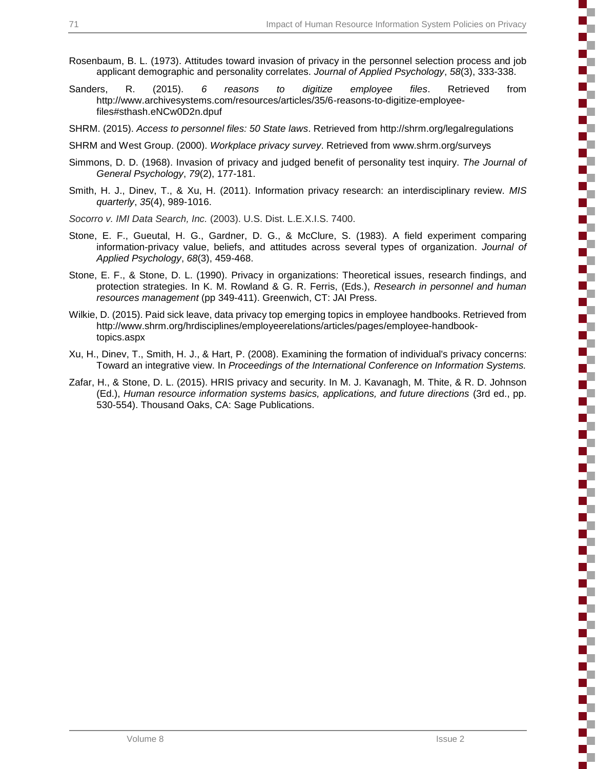Rosenbaum, B. L. (1973). Attitudes toward invasion of privacy in the personnel selection process and job applicant demographic and personality correlates. *Journal of Applied Psychology*, *58*(3), 333-338.

Sanders, R. (2015). *6 reasons to digitize employee files*. Retrieved from http://www.archivesystems.com/resources/articles/35/6-reasons-to-digitize-employee-files#sthash.eNCw0D2n.dpuf

SHRM. (2015). *Access to personnel files: 50 State laws*. Retrieved from http://shrm.org/legalregulations

SHRM and West Group. (2000). *Workplace privacy survey*. Retrieved from www.shrm.org/surveys

Simmons, D. D. (1968). Invasion of privacy and judged benefit of personality test inquiry. *The Journal of General Psychology*, *79*(2), 177-181.

Smith, H. J., Dinev, T., & Xu, H. (2011). Information privacy research: an interdisciplinary review. *MIS quarterly*, *35*(4), 989-1016.

*Socorro v. IMI Data Search, Inc.* (2003). U.S. Dist. L.E.X.I.S. 7400.

Stone, E. F., Gueutal, H. G., Gardner, D. G., & McClure, S. (1983). A field experiment comparing information-privacy value, beliefs, and attitudes across several types of organization. *Journal of Applied Psychology*, *68*(3), 459-468.

Stone, E. F., & Stone, D. L. (1990). Privacy in organizations: Theoretical issues, research findings, and protection strategies. In K. M. Rowland & G. R. Ferris, (Eds.), *Research in personnel and human resources management* (pp 349-411). Greenwich, CT: JAI Press.

Wilkie, D. (2015). Paid sick leave, data privacy top emerging topics in employee handbooks. Retrieved from http://www.shrm.org/hrdisciplines/employeerelations/articles/pages/employee-handbook-topics.aspx

Xu, H., Dinev, T., Smith, H. J., & Hart, P. (2008). Examining the formation of individual's privacy concerns: Toward an integrative view. In *Proceedings of the International Conference on Information Systems.*

Zafar, H., & Stone, D. L. (2015). HRIS privacy and security. In M. J. Kavanagh, M. Thite, & R. D. Johnson (Ed.), *Human resource information systems basics, applications, and future directions* (3rd ed., pp. 530-554). Thousand Oaks, CA: Sage Publications.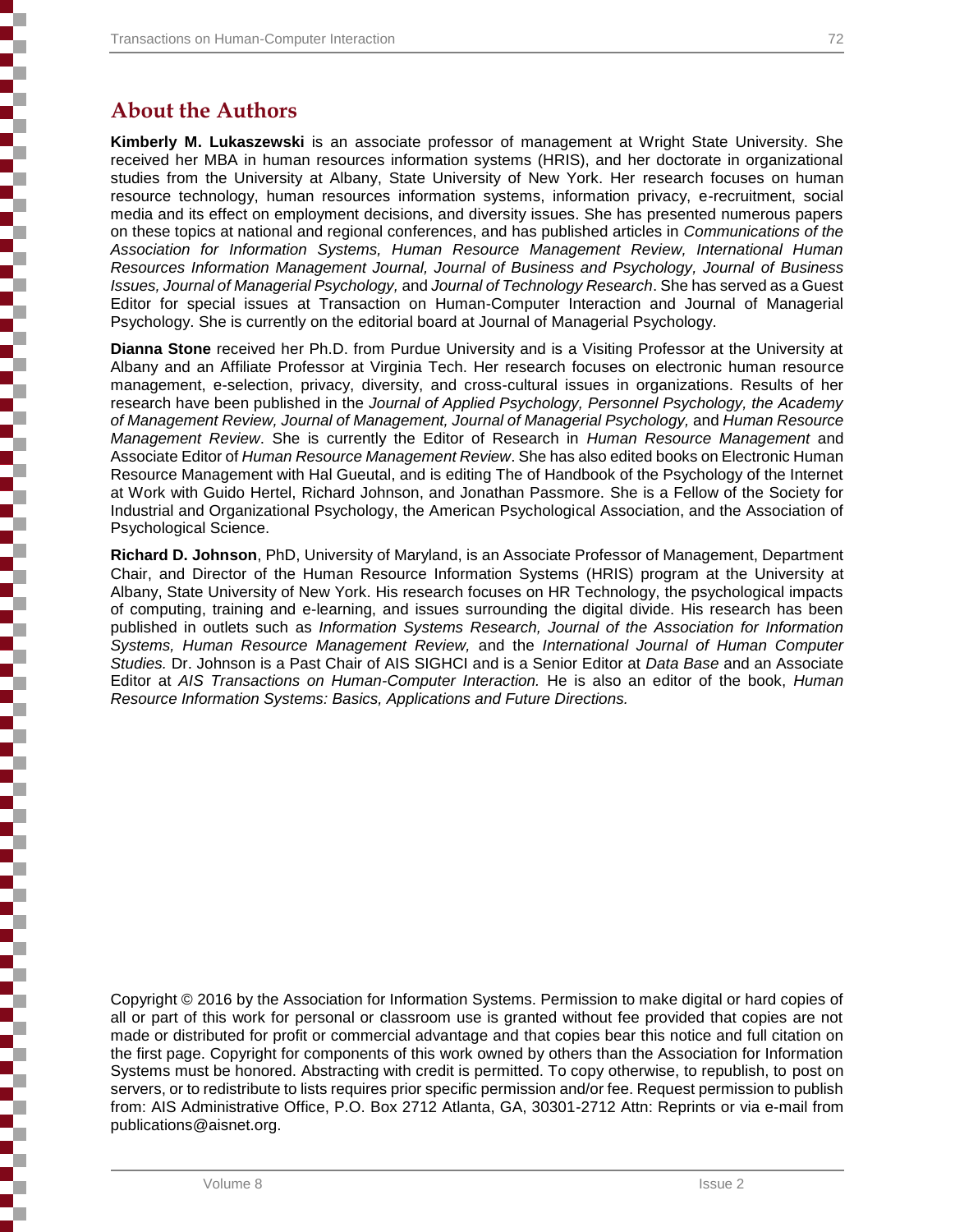## About the Authors

**Kimberly M. Lukaszewski** is an associate professor of management at Wright State University. She received her MBA in human resources information systems (HRIS), and her doctorate in organizational studies from the University at Albany, State University of New York. Her research focuses on human resource technology, human resources information systems, information privacy, e-recruitment, social media and its effect on employment decisions, and diversity issues. She has presented numerous papers on these topics at national and regional conferences, and has published articles in *Communications of the Association for Information Systems, Human Resource Management Review, International Human Resources Information Management Journal, Journal of Business and Psychology, Journal of Business Issues, Journal of Managerial Psychology,* and *Journal of Technology Research*. She has served as a Guest Editor for special issues at Transaction on Human-Computer Interaction and Journal of Managerial Psychology. She is currently on the editorial board at Journal of Managerial Psychology.

**Dianna Stone** received her Ph.D. from Purdue University and is a Visiting Professor at the University at Albany and an Affiliate Professor at Virginia Tech. Her research focuses on electronic human resource management, e-selection, privacy, diversity, and cross-cultural issues in organizations. Results of her research have been published in the *Journal of Applied Psychology, Personnel Psychology, the Academy of Management Review, Journal of Management, Journal of Managerial Psychology,* and *Human Resource Management Review*. She is currently the Editor of Research in *Human Resource Management* and Associate Editor of *Human Resource Management Review*. She has also edited books on Electronic Human Resource Management with Hal Gueutal, and is editing The of Handbook of the Psychology of the Internet at Work with Guido Hertel, Richard Johnson, and Jonathan Passmore. She is a Fellow of the Society for Industrial and Organizational Psychology, the American Psychological Association, and the Association of Psychological Science.

**Richard D. Johnson**, PhD, University of Maryland, is an Associate Professor of Management, Department Chair, and Director of the Human Resource Information Systems (HRIS) program at the University at Albany, State University of New York. His research focuses on HR Technology, the psychological impacts of computing, training and e-learning, and issues surrounding the digital divide. His research has been published in outlets such as *Information Systems Research, Journal of the Association for Information Systems, Human Resource Management Review,* and the *International Journal of Human Computer Studies.* Dr. Johnson is a Past Chair of AIS SIGHCI and is a Senior Editor at *Data Base* and an Associate Editor at *AIS Transactions on Human-Computer Interaction.* He is also an editor of the book, *Human Resource Information Systems: Basics, Applications and Future Directions.*

Copyright © 2016 by the Association for Information Systems. Permission to make digital or hard copies of all or part of this work for personal or classroom use is granted without fee provided that copies are not made or distributed for profit or commercial advantage and that copies bear this notice and full citation on the first page. Copyright for components of this work owned by others than the Association for Information Systems must be honored. Abstracting with credit is permitted. To copy otherwise, to republish, to post on servers, or to redistribute to lists requires prior specific permission and/or fee. Request permission to publish from: AIS Administrative Office, P.O. Box 2712 Atlanta, GA, 30301-2712 Attn: Reprints or via e-mail from publications@aisnet.org.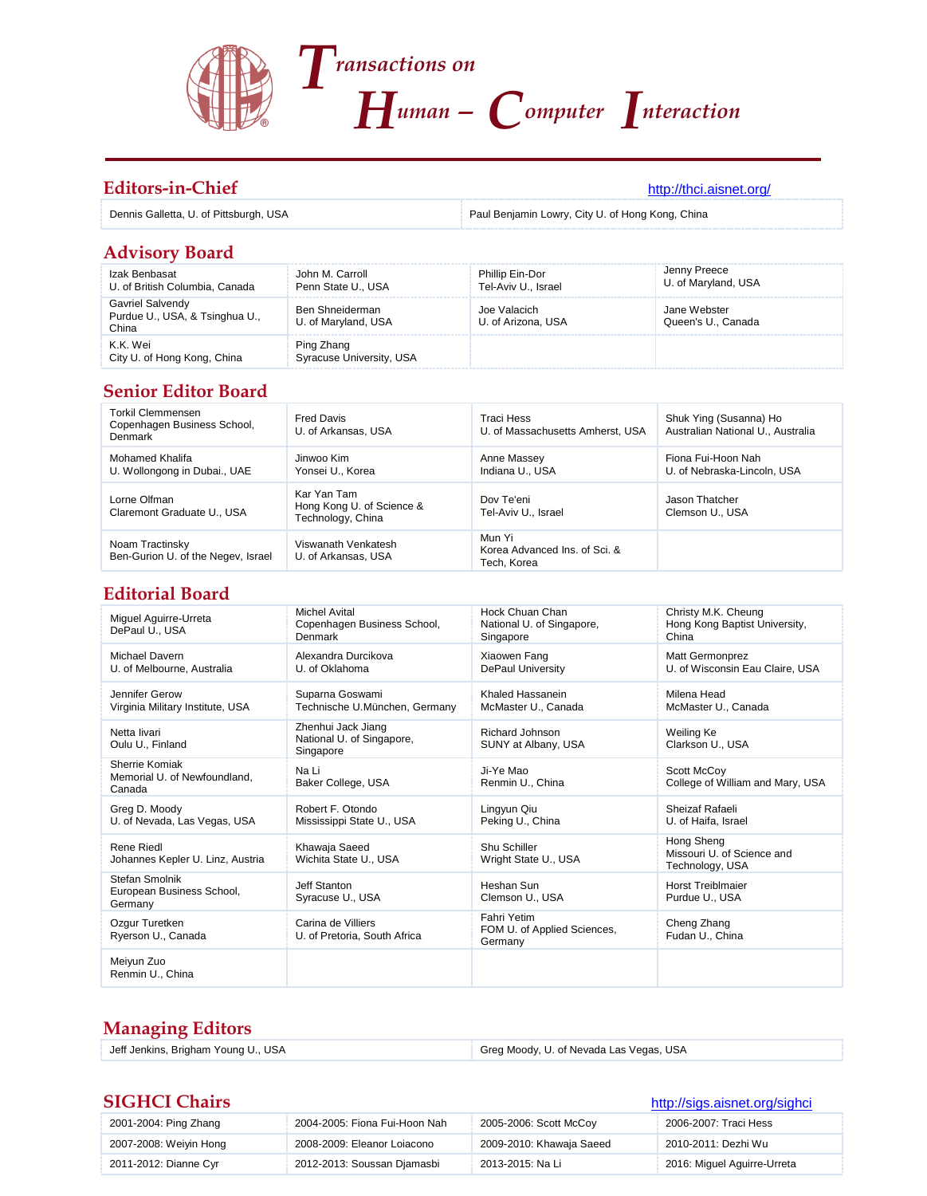# *T*ransactions on *H*uman – *C*omputer *I*nteraction

## Editors-in-Chief

http://thci.aisnet.org/

| | |
|---|---|
| Dennis Galletta, U. of Pittsburgh, USA | Paul Benjamin Lowry, City U. of Hong Kong, China |

## Advisory Board

| | | | |
|---|---|---|---|
| Izak Benbasat<br>U. of British Columbia, Canada | John M. Carroll<br>Penn State U., USA | Phillip Ein-Dor<br>Tel-Aviv U., Israel | Jenny Preece<br>U. of Maryland, USA |
| Gavriel Salvendy<br>Purdue U., USA, & Tsinghua U., China | Ben Shneiderman<br>U. of Maryland, USA | Joe Valacich<br>U. of Arizona, USA | Jane Webster<br>Queen's U., Canada |
| K.K. Wei<br>City U. of Hong Kong, China | Ping Zhang<br>Syracuse University, USA | | |

## Senior Editor Board

| | | | |
|---|---|---|---|
| Torkil Clemmensen<br>Copenhagen Business School, Denmark | Fred Davis<br>U. of Arkansas, USA | Traci Hess<br>U. of Massachusetts Amherst, USA | Shuk Ying (Susanna) Ho<br>Australian National U., Australia |
| Mohamed Khalifa<br>U. Wollongong in Dubai., UAE | Jinwoo Kim<br>Yonsei U., Korea | Anne Massey<br>Indiana U., USA | Fiona Fui-Hoon Nah<br>U. of Nebraska-Lincoln, USA |
| Lorne Olfman<br>Claremont Graduate U., USA | Kar Yan Tam<br>Hong Kong U. of Science & Technology, China | Dov Te'eni<br>Tel-Aviv U., Israel | Jason Thatcher<br>Clemson U., USA |
| Noam Tractinsky<br>Ben-Gurion U. of the Negev, Israel | Viswanath Venkatesh<br>U. of Arkansas, USA | Mun Yi<br>Korea Advanced Ins. of Sci. & Tech, Korea | |

## Editorial Board

| | | | |
|---|---|---|---|
| Miguel Aguirre-Urreta<br>DePaul U., USA | Michel Avital<br>Copenhagen Business School, Denmark | Hock Chuan Chan<br>National U. of Singapore, Singapore | Christy M.K. Cheung<br>Hong Kong Baptist University, China |
| Michael Davern<br>U. of Melbourne, Australia | Alexandra Durcikova<br>U. of Oklahoma | Xiaowen Fang<br>DePaul University | Matt Germonprez<br>U. of Wisconsin Eau Claire, USA |
| Jennifer Gerow<br>Virginia Military Institute, USA | Suparna Goswami<br>Technische U.München, Germany | Khaled Hassanein<br>McMaster U., Canada | Milena Head<br>McMaster U., Canada |
| Netta Iivari<br>Oulu U., Finland | Zhenhui Jack Jiang<br>National U. of Singapore, Singapore | Richard Johnson<br>SUNY at Albany, USA | Weiling Ke<br>Clarkson U., USA |
| Sherrie Komiak<br>Memorial U. of Newfoundland, Canada | Na Li<br>Baker College, USA | Ji-Ye Mao<br>Renmin U., China | Scott McCoy<br>College of William and Mary, USA |
| Greg D. Moody<br>U. of Nevada, Las Vegas, USA | Robert F. Otondo<br>Mississippi State U., USA | Lingyun Qiu<br>Peking U., China | Sheizaf Rafaeli<br>U. of Haifa, Israel |
| Rene Riedl<br>Johannes Kepler U. Linz, Austria | Khawaja Saeed<br>Wichita State U., USA | Shu Schiller<br>Wright State U., USA | Hong Sheng<br>Missouri U. of Science and Technology, USA |
| Stefan Smolnik<br>European Business School, Germany | Jeff Stanton<br>Syracuse U., USA | Heshan Sun<br>Clemson U., USA | Horst Treiblmaier<br>Purdue U., USA |
| Ozgur Turetken<br>Ryerson U., Canada | Carina de Villiers<br>U. of Pretoria, South Africa | Fahri Yetim<br>FOM U. of Applied Sciences, Germany | Cheng Zhang<br>Fudan U., China |
| Meiyun Zuo<br>Renmin U., China | | | |

## Managing Editors

| | |
|---|---|
| Jeff Jenkins, Brigham Young U., USA | Greg Moody, U. of Nevada Las Vegas, USA |

## SIGHCI Chairs

http://sigs.aisnet.org/sighci

| | | | |
|---|---|---|---|
| 2001-2004: Ping Zhang | 2004-2005: Fiona Fui-Hoon Nah | 2005-2006: Scott McCoy | 2006-2007: Traci Hess |
| 2007-2008: Weiyin Hong | 2008-2009: Eleanor Loiacono | 2009-2010: Khawaja Saeed | 2010-2011: Dezhi Wu |
| 2011-2012: Dianne Cyr | 2012-2013: Soussan Djamasbi | 2013-2015: Na Li | 2016: Miguel Aguirre-Urreta |